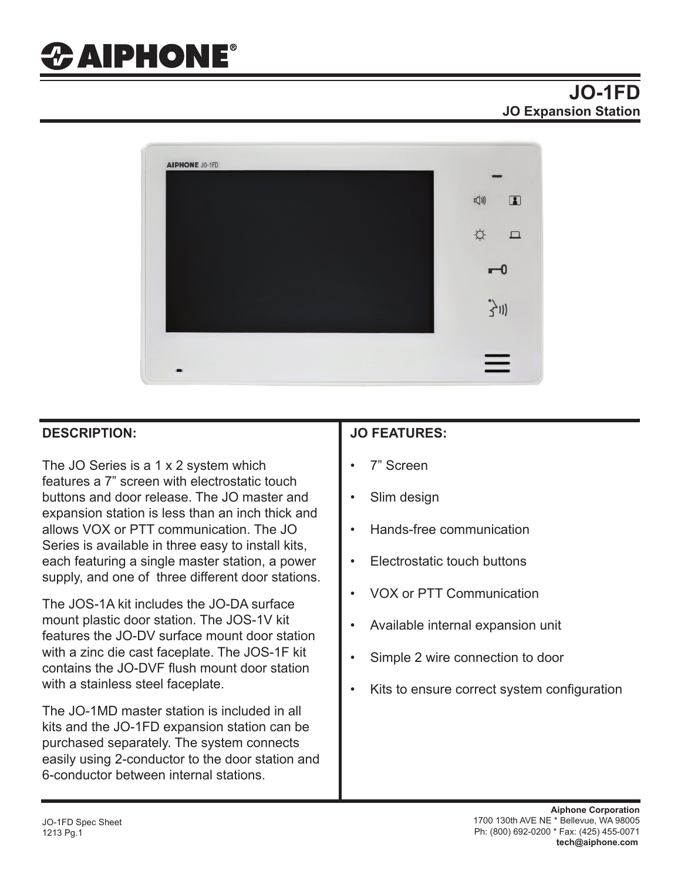# AIPHONE

## JO-1FD
### JO Expansion Station

## DESCRIPTION:

The JO Series is a 1 x 2 system which features a 7" screen with electrostatic touch buttons and door release. The JO master and expansion station is less than an inch thick and allows VOX or PTT communication. The JO Series is available in three easy to install kits, each featuring a single master station, a power supply, and one of three different door stations.

The JOS-1A kit includes the JO-DA surface mount plastic door station. The JOS-1V kit features the JO-DV surface mount door station with a zinc die cast faceplate. The JOS-1F kit contains the JO-DVF flush mount door station with a stainless steel faceplate.

The JO-1MD master station is included in all kits and the JO-1FD expansion station can be purchased separately. The system connects easily using 2-conductor to the door station and 6-conductor between internal stations.

## JO FEATURES:

- 7" Screen
- Slim design
- Hands-free communication
- Electrostatic touch buttons
- VOX or PTT Communication
- Available internal expansion unit
- Simple 2 wire connection to door
- Kits to ensure correct system configuration

JO-1FD Spec Sheet
1213 Pg.1

**Aiphone Corporation**
1700 130th AVE NE * Bellevue, WA 98005
Ph: (800) 692-0200 * Fax: (425) 455-0071
**tech@aiphone.com**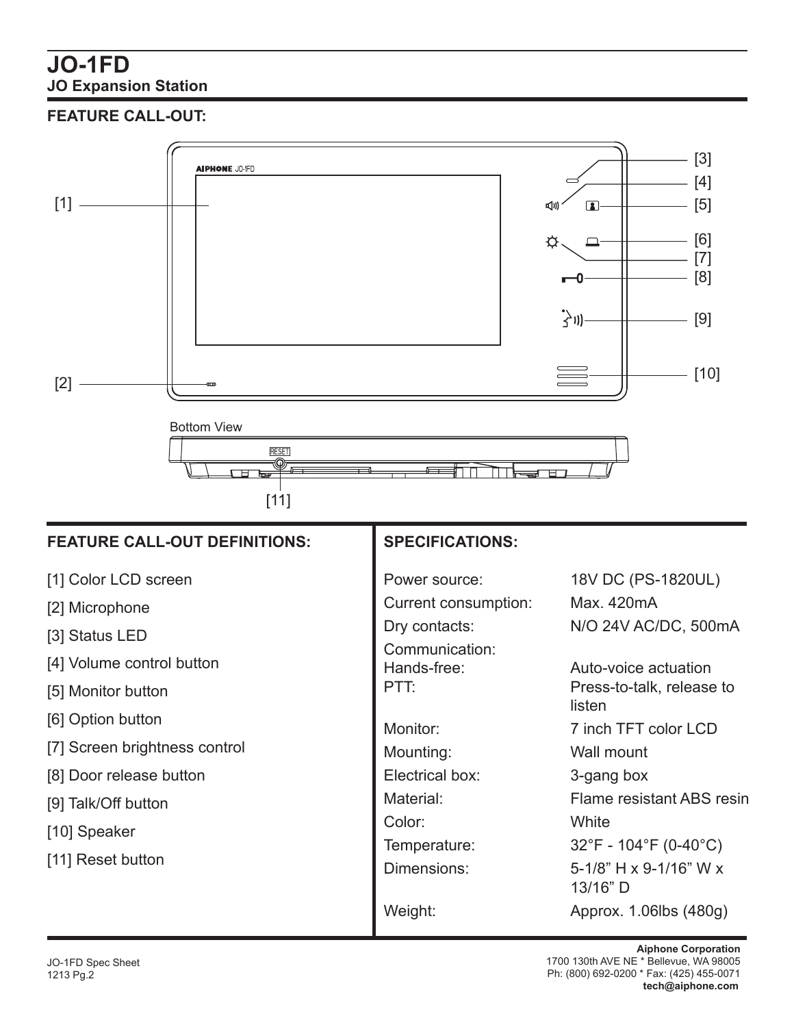# JO-1FD

## JO Expansion Station

### FEATURE CALL-OUT:

[1]

[2]

[3]

[4]

[5]

[6]

[7]

[8]

[9]

[10]

AIPHONE JO-1FD

Bottom View

RESET

[11]

### FEATURE CALL-OUT DEFINITIONS:

[1] Color LCD screen

[2] Microphone

[3] Status LED

[4] Volume control button

[5] Monitor button

[6] Option button

[7] Screen brightness control

[8] Door release button

[9] Talk/Off button

[10] Speaker

[11] Reset button

### SPECIFICATIONS:

| | |
|---|---|
| Power source: | 18V DC (PS-1820UL) |
| Current consumption: | Max. 420mA |
| Dry contacts: | N/O 24V AC/DC, 500mA |
| Communication: | |
| Hands-free: | Auto-voice actuation |
| PTT: | Press-to-talk, release to listen |
| Monitor: | 7 inch TFT color LCD |
| Mounting: | Wall mount |
| Electrical box: | 3-gang box |
| Material: | Flame resistant ABS resin |
| Color: | White |
| Temperature: | 32°F - 104°F (0-40°C) |
| Dimensions: | 5-1/8" H x 9-1/16" W x 13/16" D |
| Weight: | Approx. 1.06lbs (480g) |

JO-1FD Spec Sheet
1213 Pg.2

**Aiphone Corporation**
1700 130th AVE NE * Bellevue, WA 98005
Ph: (800) 692-0200 * Fax: (425) 455-0071
**tech@aiphone.com**